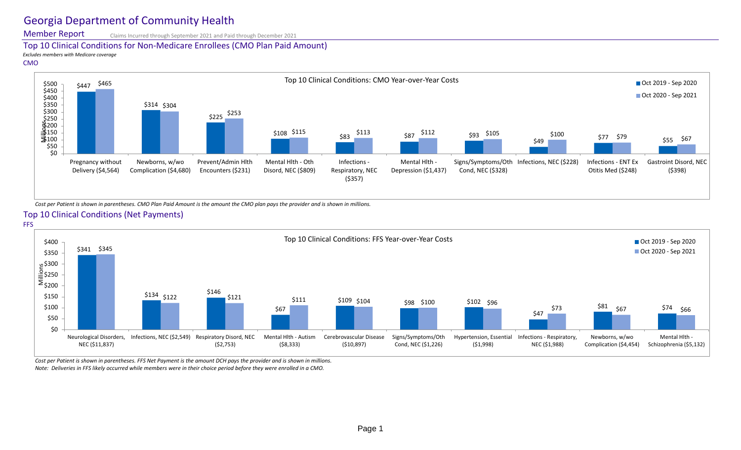# Georgia Department of Community Health

## Member Report

Claims Incurred through September 2021 and Paid through December 2021

### Top 10 Clinical Conditions for Non-Medicare Enrollees (CMO Plan Paid Amount)

*Excludes members with Medicare coverage*

CMO

**Top 10 Clinical Conditions: CMO Year-over-Year Costs** (Millions)

| Clinical Condition (Cost per Patient) | Oct 2019 - Sep 2020 | Oct 2020 - Sep 2021 |
| --- | --- | --- |
| Pregnancy without Delivery ($4,564) | $447 | $465 |
| Newborns, w/wo Complication ($4,680) | $314 | $304 |
| Prevent/Admin Hlth Encounters ($231) | $225 | $253 |
| Mental Hlth - Oth Disord, NEC ($809) | $108 | $115 |
| Infections - Respiratory, NEC ($357) | $83 | $113 |
| Mental Hlth - Depression ($1,437) | $87 | $112 |
| Signs/Symptoms/Oth Cond, NEC ($328) | $93 | $105 |
| Infections, NEC ($228) | $49 | $100 |
| Infections - ENT Ex Otitis Med ($248) | $77 | $79 |
| Gastroint Disord, NEC ($398) | $55 | $67 |

*Cost per Patient is shown in parentheses. CMO Plan Paid Amount is the amount the CMO plan pays the provider and is shown in millions.*

### Top 10 Clinical Conditions (Net Payments)

FFS

**Top 10 Clinical Conditions: FFS Year-over-Year Costs** (Millions)

| Clinical Condition (Cost per Patient) | Oct 2019 - Sep 2020 | Oct 2020 - Sep 2021 |
| --- | --- | --- |
| Neurological Disorders, NEC ($11,837) | $341 | $345 |
| Infections, NEC ($2,549) | $134 | $122 |
| Respiratory Disord, NEC ($2,753) | $146 | $121 |
| Mental Hlth - Autism ($8,333) | $67 | $111 |
| Cerebrovascular Disease ($10,897) | $109 | $104 |
| Signs/Symptoms/Oth Cond, NEC ($1,226) | $98 | $100 |
| Hypertension, Essential ($1,998) | $102 | $96 |
| Infections - Respiratory, NEC ($1,988) | $47 | $73 |
| Newborns, w/wo Complication ($4,454) | $81 | $67 |
| Mental Hlth - Schizophrenia ($5,132) | $74 | $66 |

*Cost per Patient is shown in parentheses. FFS Net Payment is the amount DCH pays the provider and is shown in millions.*

*Note: Deliveries in FFS likely occurred while members were in their choice period before they were enrolled in a CMO.*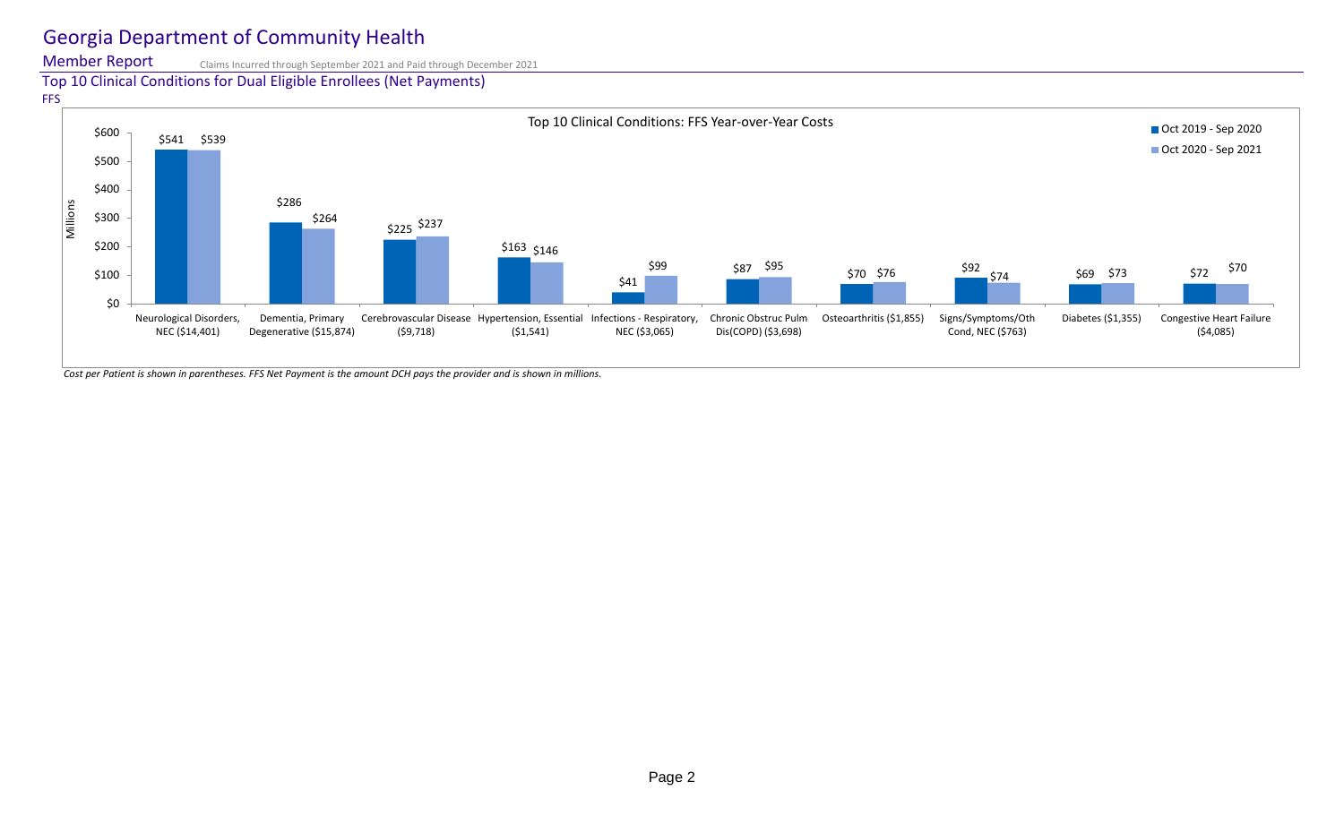# Georgia Department of Community Health

## Member Report

Claims Incurred through September 2021 and Paid through December 2021

### Top 10 Clinical Conditions for Dual Eligible Enrollees (Net Payments)

FFS

Top 10 Clinical Conditions: FFS Year-over-Year Costs

Oct 2019 - Sep 2020

Oct 2020 - Sep 2021

Millions

$600
$500
$400
$300
$200
$100
$0

$541 $539
Neurological Disorders, NEC ($14,401)

$286 $264
Dementia, Primary Degenerative ($15,874)

$225 $237
Cerebrovascular Disease ($9,718)

$163 $146
Hypertension, Essential ($1,541)

$41 $99
Infections - Respiratory, NEC ($3,065)

$87 $95
Chronic Obstruc Pulm Dis(COPD) ($3,698)

$70 $76
Osteoarthritis ($1,855)

$92 $74
Signs/Symptoms/Oth Cond, NEC ($763)

$69 $73
Diabetes ($1,355)

$72 $70
Congestive Heart Failure ($4,085)

*Cost per Patient is shown in parentheses. FFS Net Payment is the amount DCH pays the provider and is shown in millions.*